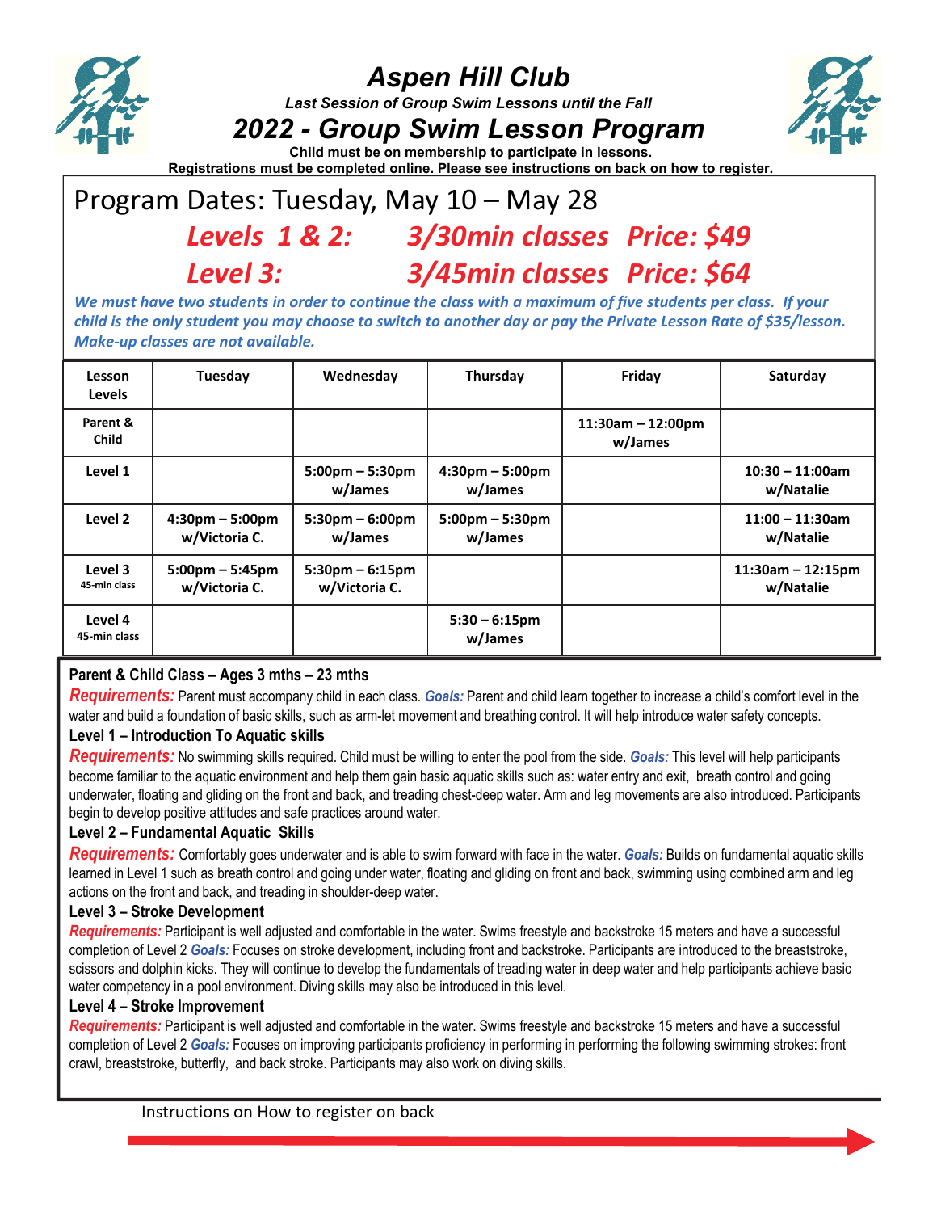# Aspen Hill Club

***Last Session of Group Swim Lessons until the Fall***

## *2022 - Group Swim Lesson Program*

**Child must be on membership to participate in lessons.**

**Registrations must be completed online. Please see instructions on back on how to register.**

Program Dates: Tuesday, May 10 – May 28

***Levels 1 & 2: 3/30min classes Price: $49***

***Level 3: 3/45min classes Price: $64***

***We must have two students in order to continue the class with a maximum of five students per class. If your child is the only student you may choose to switch to another day or pay the Private Lesson Rate of $35/lesson. Make-up classes are not available.***

| Lesson Levels | Tuesday | Wednesday | Thursday | Friday | Saturday |
|---|---|---|---|---|---|
| Parent & Child | | | | 11:30am – 12:00pm w/James | |
| Level 1 | | 5:00pm – 5:30pm w/James | 4:30pm – 5:00pm w/James | | 10:30 – 11:00am w/Natalie |
| Level 2 | 4:30pm – 5:00pm w/Victoria C. | 5:30pm – 6:00pm w/James | 5:00pm – 5:30pm w/James | | 11:00 – 11:30am w/Natalie |
| Level 3 45-min class | 5:00pm – 5:45pm w/Victoria C. | 5:30pm – 6:15pm w/Victoria C. | | | 11:30am – 12:15pm w/Natalie |
| Level 4 45-min class | | | 5:30 – 6:15pm w/James | | |

**Parent & Child Class – Ages 3 mths – 23 mths**

***Requirements:*** Parent must accompany child in each class. ***Goals:*** Parent and child learn together to increase a child's comfort level in the water and build a foundation of basic skills, such as arm-let movement and breathing control. It will help introduce water safety concepts.

**Level 1 – Introduction To Aquatic skills**

***Requirements:*** No swimming skills required. Child must be willing to enter the pool from the side. ***Goals:*** This level will help participants become familiar to the aquatic environment and help them gain basic aquatic skills such as: water entry and exit, breath control and going underwater, floating and gliding on the front and back, and treading chest-deep water. Arm and leg movements are also introduced. Participants begin to develop positive attitudes and safe practices around water.

**Level 2 – Fundamental Aquatic Skills**

***Requirements:*** Comfortably goes underwater and is able to swim forward with face in the water. ***Goals:*** Builds on fundamental aquatic skills learned in Level 1 such as breath control and going under water, floating and gliding on front and back, swimming using combined arm and leg actions on the front and back, and treading in shoulder-deep water.

**Level 3 – Stroke Development**

***Requirements:*** Participant is well adjusted and comfortable in the water. Swims freestyle and backstroke 15 meters and have a successful completion of Level 2 ***Goals:*** Focuses on stroke development, including front and backstroke. Participants are introduced to the breaststroke, scissors and dolphin kicks. They will continue to develop the fundamentals of treading water in deep water and help participants achieve basic water competency in a pool environment. Diving skills may also be introduced in this level.

**Level 4 – Stroke Improvement**

***Requirements:*** Participant is well adjusted and comfortable in the water. Swims freestyle and backstroke 15 meters and have a successful completion of Level 2 ***Goals:*** Focuses on improving participants proficiency in performing in performing the following swimming strokes: front crawl, breaststroke, butterfly, and back stroke. Participants may also work on diving skills.

Instructions on How to register on back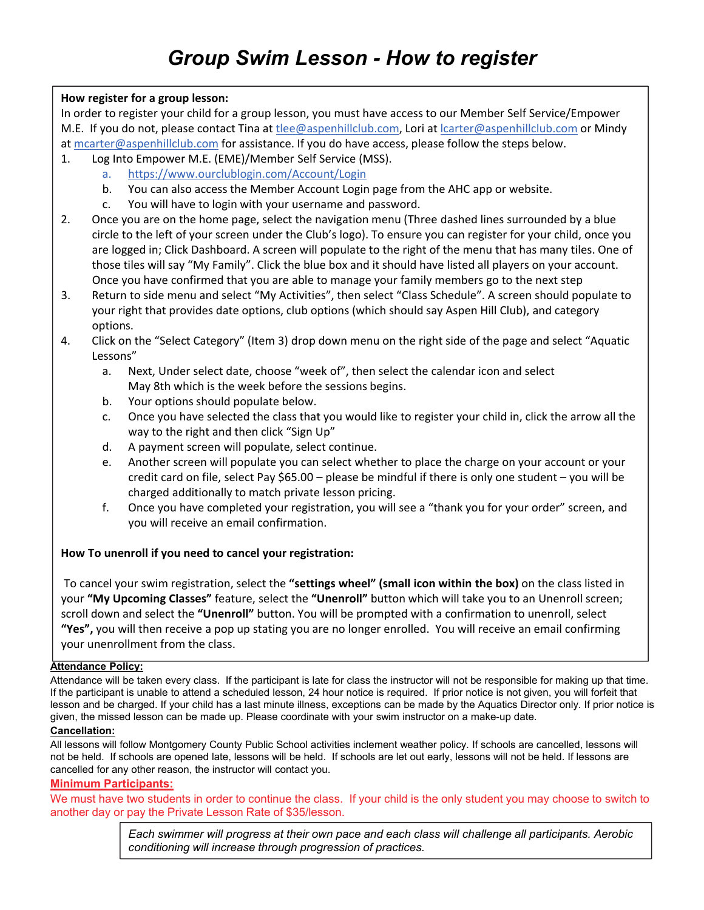# Group Swim Lesson - How to register

**How register for a group lesson:**

In order to register your child for a group lesson, you must have access to our Member Self Service/Empower M.E. If you do not, please contact Tina at tlee@aspenhillclub.com, Lori at lcarter@aspenhillclub.com or Mindy at mcarter@aspenhillclub.com for assistance. If you do have access, please follow the steps below.

1. Log Into Empower M.E. (EME)/Member Self Service (MSS).
   a. https://www.ourclublogin.com/Account/Login
   b. You can also access the Member Account Login page from the AHC app or website.
   c. You will have to login with your username and password.
2. Once you are on the home page, select the navigation menu (Three dashed lines surrounded by a blue circle to the left of your screen under the Club's logo). To ensure you can register for your child, once you are logged in; Click Dashboard. A screen will populate to the right of the menu that has many tiles. One of those tiles will say "My Family". Click the blue box and it should have listed all players on your account. Once you have confirmed that you are able to manage your family members go to the next step
3. Return to side menu and select "My Activities", then select "Class Schedule". A screen should populate to your right that provides date options, club options (which should say Aspen Hill Club), and category options.
4. Click on the "Select Category" (Item 3) drop down menu on the right side of the page and select "Aquatic Lessons"
   a. Next, Under select date, choose "week of", then select the calendar icon and select May 8th which is the week before the sessions begins.
   b. Your options should populate below.
   c. Once you have selected the class that you would like to register your child in, click the arrow all the way to the right and then click "Sign Up"
   d. A payment screen will populate, select continue.
   e. Another screen will populate you can select whether to place the charge on your account or your credit card on file, select Pay $65.00 – please be mindful if there is only one student – you will be charged additionally to match private lesson pricing.
   f. Once you have completed your registration, you will see a "thank you for your order" screen, and you will receive an email confirmation.

**How To unenroll if you need to cancel your registration:**

To cancel your swim registration, select the **"settings wheel" (small icon within the box)** on the class listed in your **"My Upcoming Classes"** feature, select the **"Unenroll"** button which will take you to an Unenroll screen; scroll down and select the **"Unenroll"** button. You will be prompted with a confirmation to unenroll, select **"Yes",** you will then receive a pop up stating you are no longer enrolled. You will receive an email confirming your unenrollment from the class.

**Attendance Policy:**

Attendance will be taken every class. If the participant is late for class the instructor will not be responsible for making up that time. If the participant is unable to attend a scheduled lesson, 24 hour notice is required. If prior notice is not given, you will forfeit that lesson and be charged. If your child has a last minute illness, exceptions can be made by the Aquatics Director only. If prior notice is given, the missed lesson can be made up. Please coordinate with your swim instructor on a make-up date.

**Cancellation:**

All lessons will follow Montgomery County Public School activities inclement weather policy. If schools are cancelled, lessons will not be held. If schools are opened late, lessons will be held. If schools are let out early, lessons will not be held. If lessons are cancelled for any other reason, the instructor will contact you.

**Minimum Participants:**

We must have two students in order to continue the class. If your child is the only student you may choose to switch to another day or pay the Private Lesson Rate of $35/lesson.

*Each swimmer will progress at their own pace and each class will challenge all participants. Aerobic conditioning will increase through progression of practices.*